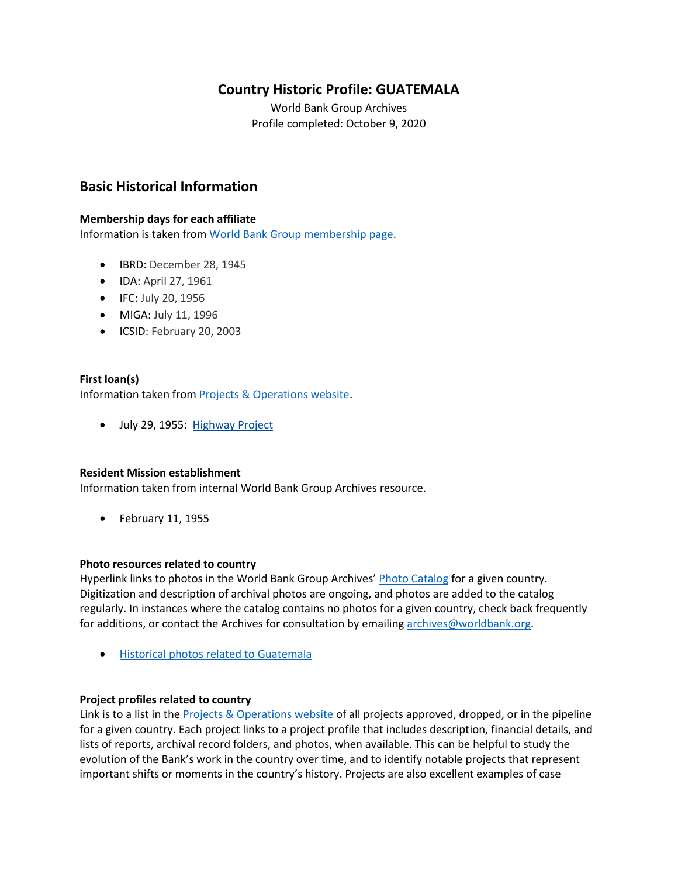# Country Historic Profile: GUATEMALA

World Bank Group Archives
Profile completed: October 9, 2020

## Basic Historical Information

### Membership days for each affiliate

Information is taken from World Bank Group membership page.

- IBRD: December 28, 1945
- IDA: April 27, 1961
- IFC: July 20, 1956
- MIGA: July 11, 1996
- ICSID: February 20, 2003

### First loan(s)

Information taken from Projects & Operations website.

- July 29, 1955: Highway Project

### Resident Mission establishment

Information taken from internal World Bank Group Archives resource.

- February 11, 1955

### Photo resources related to country

Hyperlink links to photos in the World Bank Group Archives' Photo Catalog for a given country. Digitization and description of archival photos are ongoing, and photos are added to the catalog regularly. In instances where the catalog contains no photos for a given country, check back frequently for additions, or contact the Archives for consultation by emailing archives@worldbank.org.

- Historical photos related to Guatemala

### Project profiles related to country

Link is to a list in the Projects & Operations website of all projects approved, dropped, or in the pipeline for a given country. Each project links to a project profile that includes description, financial details, and lists of reports, archival record folders, and photos, when available. This can be helpful to study the evolution of the Bank's work in the country over time, and to identify notable projects that represent important shifts or moments in the country's history. Projects are also excellent examples of case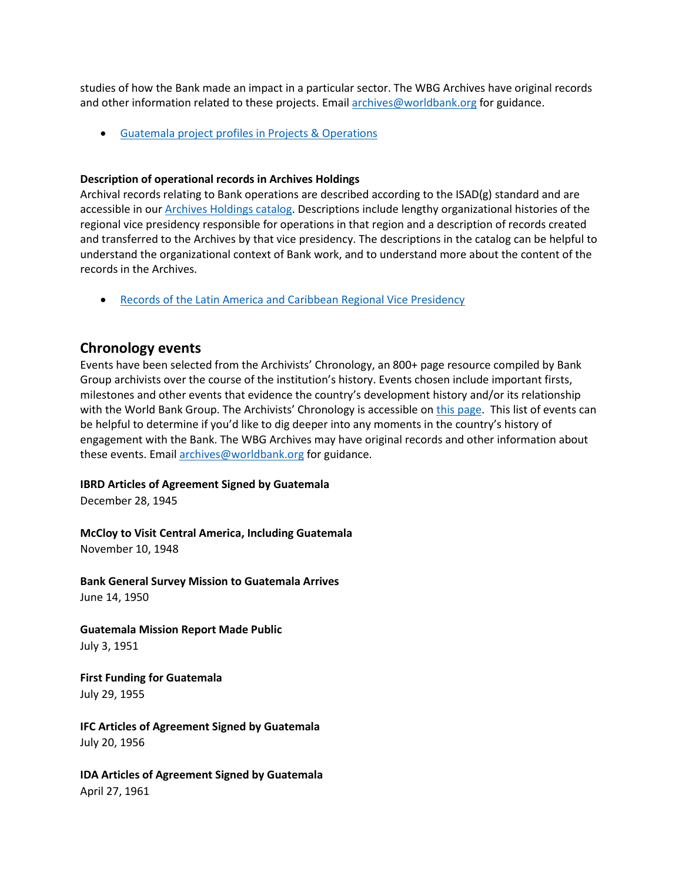studies of how the Bank made an impact in a particular sector. The WBG Archives have original records and other information related to these projects. Email [archives@worldbank.org](mailto:archives@worldbank.org) for guidance.

- [Guatemala project profiles in Projects & Operations]()

**Description of operational records in Archives Holdings**
Archival records relating to Bank operations are described according to the ISAD(g) standard and are accessible in our [Archives Holdings catalog](). Descriptions include lengthy organizational histories of the regional vice presidency responsible for operations in that region and a description of records created and transferred to the Archives by that vice presidency. The descriptions in the catalog can be helpful to understand the organizational context of Bank work, and to understand more about the content of the records in the Archives.

- [Records of the Latin America and Caribbean Regional Vice Presidency]()

## Chronology events

Events have been selected from the Archivists' Chronology, an 800+ page resource compiled by Bank Group archivists over the course of the institution's history. Events chosen include important firsts, milestones and other events that evidence the country's development history and/or its relationship with the World Bank Group. The Archivists' Chronology is accessible on [this page](). This list of events can be helpful to determine if you'd like to dig deeper into any moments in the country's history of engagement with the Bank. The WBG Archives may have original records and other information about these events. Email [archives@worldbank.org](mailto:archives@worldbank.org) for guidance.

**IBRD Articles of Agreement Signed by Guatemala**
December 28, 1945

**McCloy to Visit Central America, Including Guatemala**
November 10, 1948

**Bank General Survey Mission to Guatemala Arrives**
June 14, 1950

**Guatemala Mission Report Made Public**
July 3, 1951

**First Funding for Guatemala**
July 29, 1955

**IFC Articles of Agreement Signed by Guatemala**
July 20, 1956

**IDA Articles of Agreement Signed by Guatemala**
April 27, 1961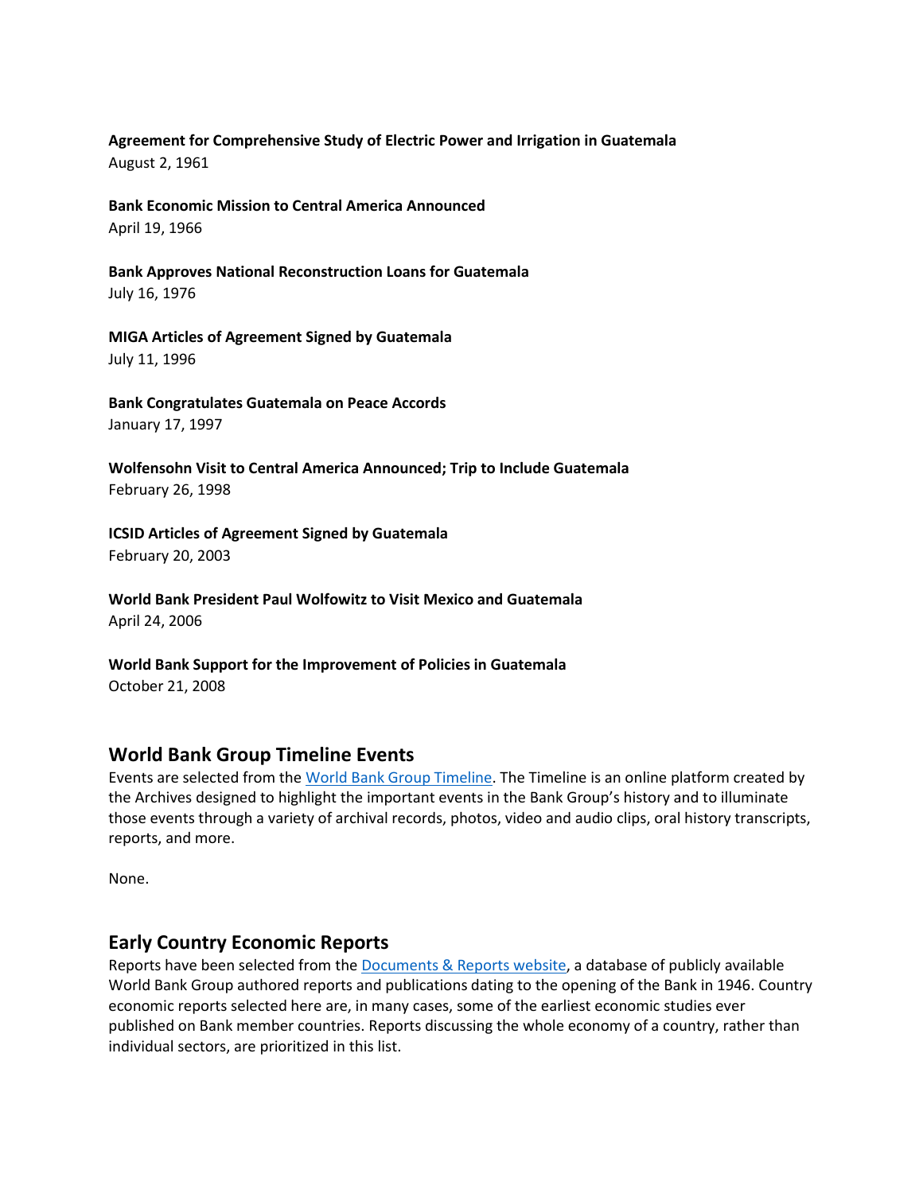**Agreement for Comprehensive Study of Electric Power and Irrigation in Guatemala**
August 2, 1961

**Bank Economic Mission to Central America Announced**
April 19, 1966

**Bank Approves National Reconstruction Loans for Guatemala**
July 16, 1976

**MIGA Articles of Agreement Signed by Guatemala**
July 11, 1996

**Bank Congratulates Guatemala on Peace Accords**
January 17, 1997

**Wolfensohn Visit to Central America Announced; Trip to Include Guatemala**
February 26, 1998

**ICSID Articles of Agreement Signed by Guatemala**
February 20, 2003

**World Bank President Paul Wolfowitz to Visit Mexico and Guatemala**
April 24, 2006

**World Bank Support for the Improvement of Policies in Guatemala**
October 21, 2008

## World Bank Group Timeline Events

Events are selected from the World Bank Group Timeline. The Timeline is an online platform created by the Archives designed to highlight the important events in the Bank Group's history and to illuminate those events through a variety of archival records, photos, video and audio clips, oral history transcripts, reports, and more.

None.

## Early Country Economic Reports

Reports have been selected from the Documents & Reports website, a database of publicly available World Bank Group authored reports and publications dating to the opening of the Bank in 1946. Country economic reports selected here are, in many cases, some of the earliest economic studies ever published on Bank member countries. Reports discussing the whole economy of a country, rather than individual sectors, are prioritized in this list.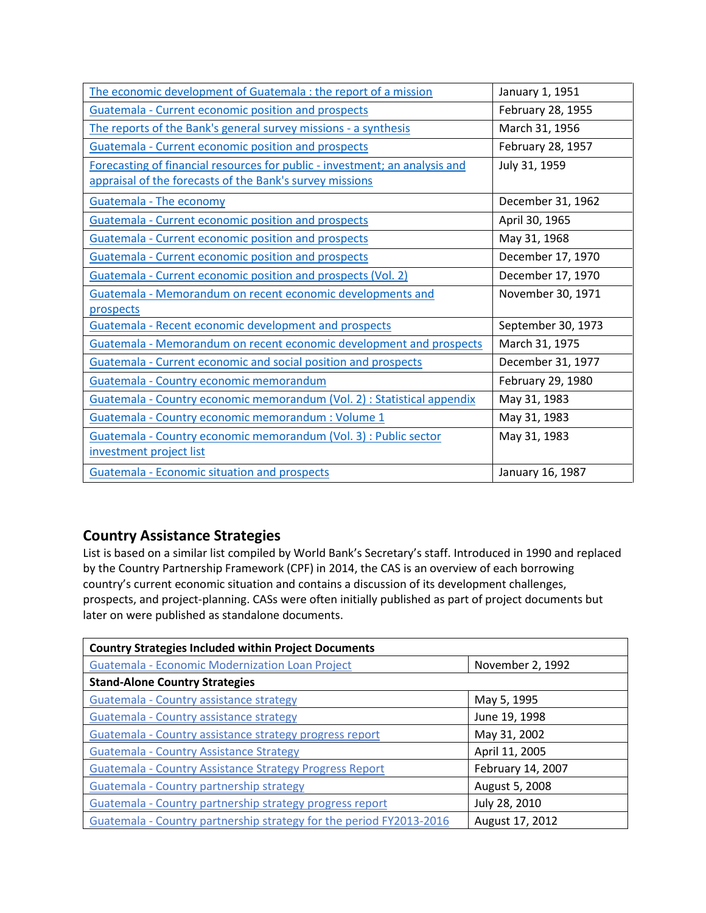| | |
|---|---|
| The economic development of Guatemala : the report of a mission | January 1, 1951 |
| Guatemala - Current economic position and prospects | February 28, 1955 |
| The reports of the Bank's general survey missions - a synthesis | March 31, 1956 |
| Guatemala - Current economic position and prospects | February 28, 1957 |
| Forecasting of financial resources for public - investment; an analysis and appraisal of the forecasts of the Bank's survey missions | July 31, 1959 |
| Guatemala - The economy | December 31, 1962 |
| Guatemala - Current economic position and prospects | April 30, 1965 |
| Guatemala - Current economic position and prospects | May 31, 1968 |
| Guatemala - Current economic position and prospects | December 17, 1970 |
| Guatemala - Current economic position and prospects (Vol. 2) | December 17, 1970 |
| Guatemala - Memorandum on recent economic developments and prospects | November 30, 1971 |
| Guatemala - Recent economic development and prospects | September 30, 1973 |
| Guatemala - Memorandum on recent economic development and prospects | March 31, 1975 |
| Guatemala - Current economic and social position and prospects | December 31, 1977 |
| Guatemala - Country economic memorandum | February 29, 1980 |
| Guatemala - Country economic memorandum (Vol. 2) : Statistical appendix | May 31, 1983 |
| Guatemala - Country economic memorandum : Volume 1 | May 31, 1983 |
| Guatemala - Country economic memorandum (Vol. 3) : Public sector investment project list | May 31, 1983 |
| Guatemala - Economic situation and prospects | January 16, 1987 |

## Country Assistance Strategies

List is based on a similar list compiled by World Bank's Secretary's staff. Introduced in 1990 and replaced by the Country Partnership Framework (CPF) in 2014, the CAS is an overview of each borrowing country's current economic situation and contains a discussion of its development challenges, prospects, and project-planning. CASs were often initially published as part of project documents but later on were published as standalone documents.

| **Country Strategies Included within Project Documents** | |
|---|---|
| Guatemala - Economic Modernization Loan Project | November 2, 1992 |
| **Stand-Alone Country Strategies** | |
| Guatemala - Country assistance strategy | May 5, 1995 |
| Guatemala - Country assistance strategy | June 19, 1998 |
| Guatemala - Country assistance strategy progress report | May 31, 2002 |
| Guatemala - Country Assistance Strategy | April 11, 2005 |
| Guatemala - Country Assistance Strategy Progress Report | February 14, 2007 |
| Guatemala - Country partnership strategy | August 5, 2008 |
| Guatemala - Country partnership strategy progress report | July 28, 2010 |
| Guatemala - Country partnership strategy for the period FY2013-2016 | August 17, 2012 |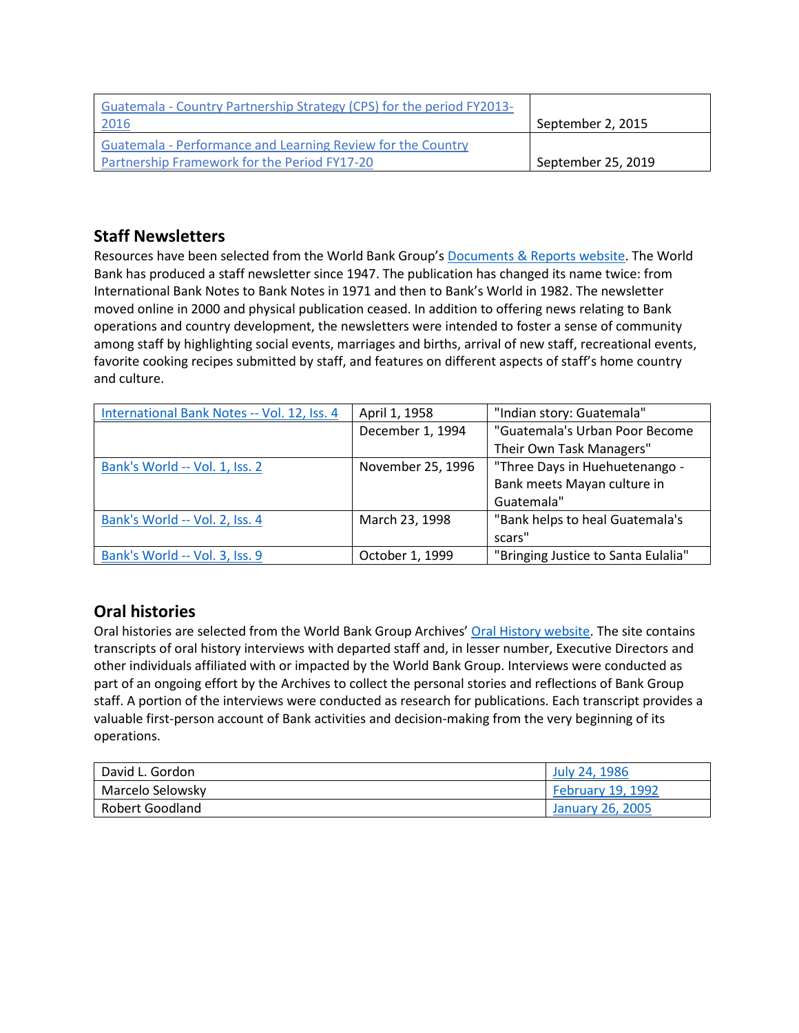| | |
|---|---|
| Guatemala - Country Partnership Strategy (CPS) for the period FY2013-2016 | September 2, 2015 |
| Guatemala - Performance and Learning Review for the Country Partnership Framework for the Period FY17-20 | September 25, 2019 |

## Staff Newsletters

Resources have been selected from the World Bank Group's Documents & Reports website. The World Bank has produced a staff newsletter since 1947. The publication has changed its name twice: from International Bank Notes to Bank Notes in 1971 and then to Bank's World in 1982. The newsletter moved online in 2000 and physical publication ceased. In addition to offering news relating to Bank operations and country development, the newsletters were intended to foster a sense of community among staff by highlighting social events, marriages and births, arrival of new staff, recreational events, favorite cooking recipes submitted by staff, and features on different aspects of staff's home country and culture.

| | | |
|---|---|---|
| International Bank Notes -- Vol. 12, Iss. 4 | April 1, 1958 | "Indian story: Guatemala" |
| | December 1, 1994 | "Guatemala's Urban Poor Become Their Own Task Managers" |
| Bank's World -- Vol. 1, Iss. 2 | November 25, 1996 | "Three Days in Huehuetenango - Bank meets Mayan culture in Guatemala" |
| Bank's World -- Vol. 2, Iss. 4 | March 23, 1998 | "Bank helps to heal Guatemala's scars" |
| Bank's World -- Vol. 3, Iss. 9 | October 1, 1999 | "Bringing Justice to Santa Eulalia" |

## Oral histories

Oral histories are selected from the World Bank Group Archives' Oral History website. The site contains transcripts of oral history interviews with departed staff and, in lesser number, Executive Directors and other individuals affiliated with or impacted by the World Bank Group. Interviews were conducted as part of an ongoing effort by the Archives to collect the personal stories and reflections of Bank Group staff. A portion of the interviews were conducted as research for publications. Each transcript provides a valuable first-person account of Bank activities and decision-making from the very beginning of its operations.

| | |
|---|---|
| David L. Gordon | July 24, 1986 |
| Marcelo Selowsky | February 19, 1992 |
| Robert Goodland | January 26, 2005 |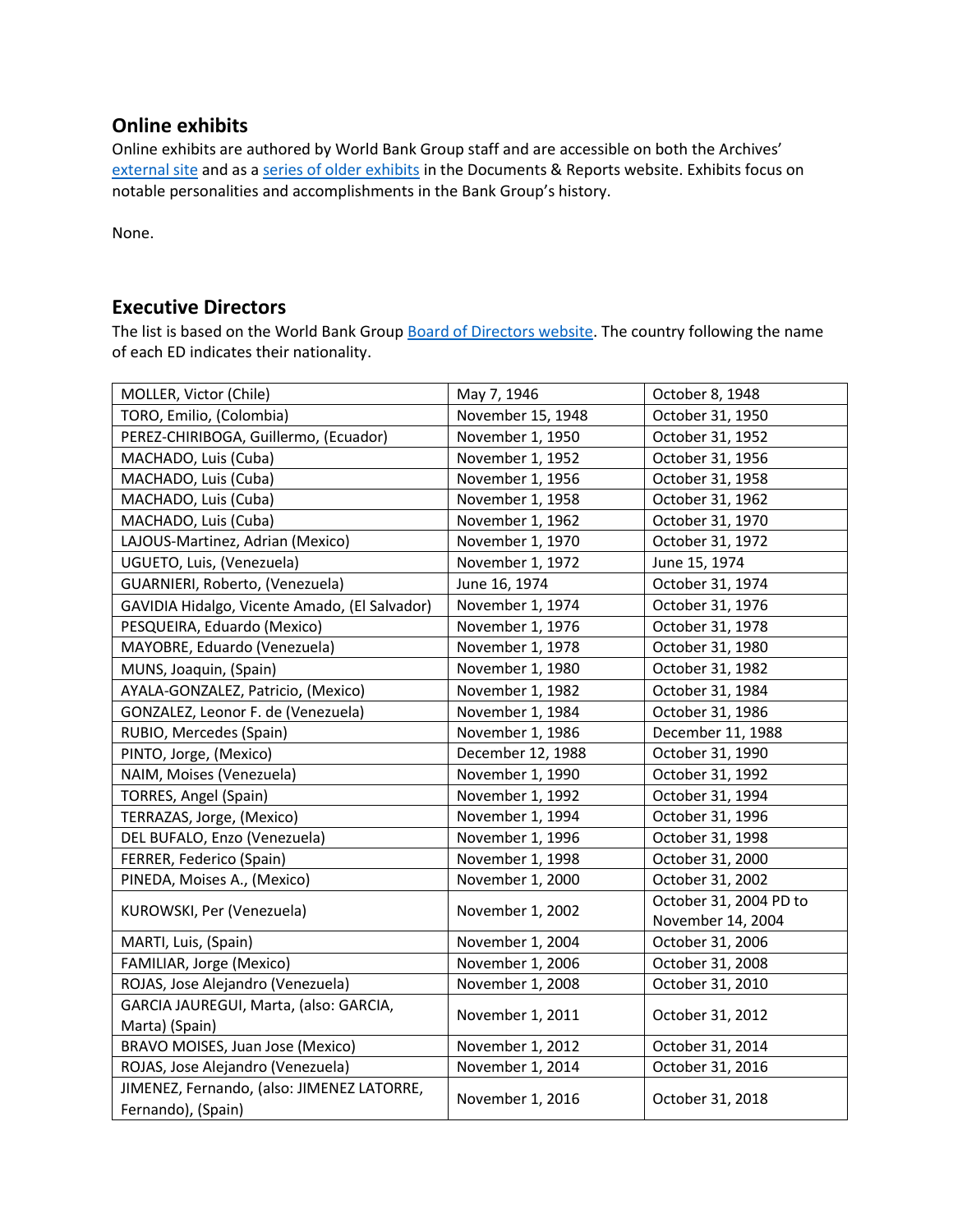## Online exhibits

Online exhibits are authored by World Bank Group staff and are accessible on both the Archives' external site and as a series of older exhibits in the Documents & Reports website. Exhibits focus on notable personalities and accomplishments in the Bank Group's history.

None.

## Executive Directors

The list is based on the World Bank Group Board of Directors website. The country following the name of each ED indicates their nationality.

| | | |
|---|---|---|
| MOLLER, Victor (Chile) | May 7, 1946 | October 8, 1948 |
| TORO, Emilio, (Colombia) | November 15, 1948 | October 31, 1950 |
| PEREZ-CHIRIBOGA, Guillermo, (Ecuador) | November 1, 1950 | October 31, 1952 |
| MACHADO, Luis (Cuba) | November 1, 1952 | October 31, 1956 |
| MACHADO, Luis (Cuba) | November 1, 1956 | October 31, 1958 |
| MACHADO, Luis (Cuba) | November 1, 1958 | October 31, 1962 |
| MACHADO, Luis (Cuba) | November 1, 1962 | October 31, 1970 |
| LAJOUS-Martinez, Adrian (Mexico) | November 1, 1970 | October 31, 1972 |
| UGUETO, Luis, (Venezuela) | November 1, 1972 | June 15, 1974 |
| GUARNIERI, Roberto, (Venezuela) | June 16, 1974 | October 31, 1974 |
| GAVIDIA Hidalgo, Vicente Amado, (El Salvador) | November 1, 1974 | October 31, 1976 |
| PESQUEIRA, Eduardo (Mexico) | November 1, 1976 | October 31, 1978 |
| MAYOBRE, Eduardo (Venezuela) | November 1, 1978 | October 31, 1980 |
| MUNS, Joaquin, (Spain) | November 1, 1980 | October 31, 1982 |
| AYALA-GONZALEZ, Patricio, (Mexico) | November 1, 1982 | October 31, 1984 |
| GONZALEZ, Leonor F. de (Venezuela) | November 1, 1984 | October 31, 1986 |
| RUBIO, Mercedes (Spain) | November 1, 1986 | December 11, 1988 |
| PINTO, Jorge, (Mexico) | December 12, 1988 | October 31, 1990 |
| NAIM, Moises (Venezuela) | November 1, 1990 | October 31, 1992 |
| TORRES, Angel (Spain) | November 1, 1992 | October 31, 1994 |
| TERRAZAS, Jorge, (Mexico) | November 1, 1994 | October 31, 1996 |
| DEL BUFALO, Enzo (Venezuela) | November 1, 1996 | October 31, 1998 |
| FERRER, Federico (Spain) | November 1, 1998 | October 31, 2000 |
| PINEDA, Moises A., (Mexico) | November 1, 2000 | October 31, 2002 |
| KUROWSKI, Per (Venezuela) | November 1, 2002 | October 31, 2004 PD to November 14, 2004 |
| MARTI, Luis, (Spain) | November 1, 2004 | October 31, 2006 |
| FAMILIAR, Jorge (Mexico) | November 1, 2006 | October 31, 2008 |
| ROJAS, Jose Alejandro (Venezuela) | November 1, 2008 | October 31, 2010 |
| GARCIA JAUREGUI, Marta, (also: GARCIA, Marta) (Spain) | November 1, 2011 | October 31, 2012 |
| BRAVO MOISES, Juan Jose (Mexico) | November 1, 2012 | October 31, 2014 |
| ROJAS, Jose Alejandro (Venezuela) | November 1, 2014 | October 31, 2016 |
| JIMENEZ, Fernando, (also: JIMENEZ LATORRE, Fernando), (Spain) | November 1, 2016 | October 31, 2018 |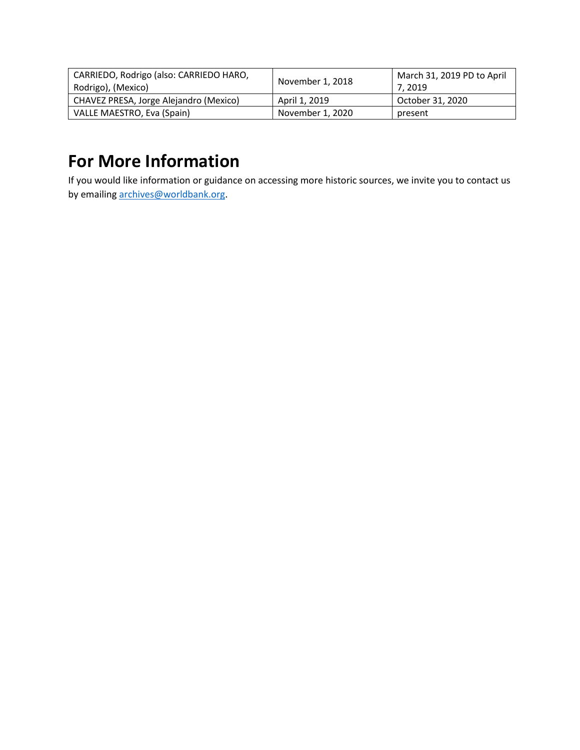| | | |
|---|---|---|
| CARRIEDO, Rodrigo (also: CARRIEDO HARO, Rodrigo), (Mexico) | November 1, 2018 | March 31, 2019 PD to April 7, 2019 |
| CHAVEZ PRESA, Jorge Alejandro (Mexico) | April 1, 2019 | October 31, 2020 |
| VALLE MAESTRO, Eva (Spain) | November 1, 2020 | present |

# For More Information

If you would like information or guidance on accessing more historic sources, we invite you to contact us by emailing archives@worldbank.org.